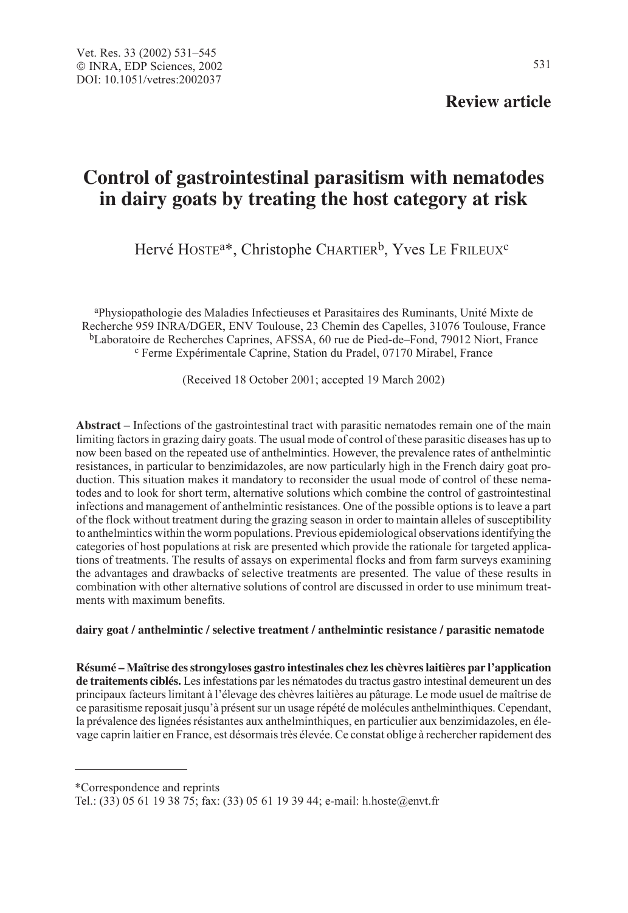Vet. Res. 33 (2002) 531–545
© INRA, EDP Sciences, 2002
DOI: 10.1051/vetres:2002037

**Review article**

# Control of gastrointestinal parasitism with nematodes in dairy goats by treating the host category at risk

Hervé Hoste[a]*, Christophe Chartier[b], Yves Le Frileux[c]

[a]Physiopathologie des Maladies Infectieuses et Parasitaires des Ruminants, Unité Mixte de Recherche 959 INRA/DGER, ENV Toulouse, 23 Chemin des Capelles, 31076 Toulouse, France
[b]Laboratoire de Recherches Caprines, AFSSA, 60 rue de Pied-de–Fond, 79012 Niort, France
[c] Ferme Expérimentale Caprine, Station du Pradel, 07170 Mirabel, France

(Received 18 October 2001; accepted 19 March 2002)

**Abstract** – Infections of the gastrointestinal tract with parasitic nematodes remain one of the main limiting factors in grazing dairy goats. The usual mode of control of these parasitic diseases has up to now been based on the repeated use of anthelmintics. However, the prevalence rates of anthelmintic resistances, in particular to benzimidazoles, are now particularly high in the French dairy goat production. This situation makes it mandatory to reconsider the usual mode of control of these nematodes and to look for short term, alternative solutions which combine the control of gastrointestinal infections and management of anthelmintic resistances. One of the possible options is to leave a part of the flock without treatment during the grazing season in order to maintain alleles of susceptibility to anthelmintics within the worm populations. Previous epidemiological observations identifying the categories of host populations at risk are presented which provide the rationale for targeted applications of treatments. The results of assays on experimental flocks and from farm surveys examining the advantages and drawbacks of selective treatments are presented. The value of these results in combination with other alternative solutions of control are discussed in order to use minimum treatments with maximum benefits.

**dairy goat / anthelmintic / selective treatment / anthelmintic resistance / parasitic nematode**

**Résumé – Maîtrise des strongyloses gastro intestinales chez les chèvres laitières par l'application de traitements ciblés.** Les infestations par les nématodes du tractus gastro intestinal demeurent un des principaux facteurs limitant à l'élevage des chèvres laitières au pâturage. Le mode usuel de maîtrise de ce parasitisme reposait jusqu'à présent sur un usage répété de molécules anthelminthiques. Cependant, la prévalence des lignées résistantes aux anthelminthiques, en particulier aux benzimidazoles, en élevage caprin laitier en France, est désormais très élevée. Ce constat oblige à rechercher rapidement des

---

*Correspondence and reprints
Tel.: (33) 05 61 19 38 75; fax: (33) 05 61 19 39 44; e-mail: h.hoste@envt.fr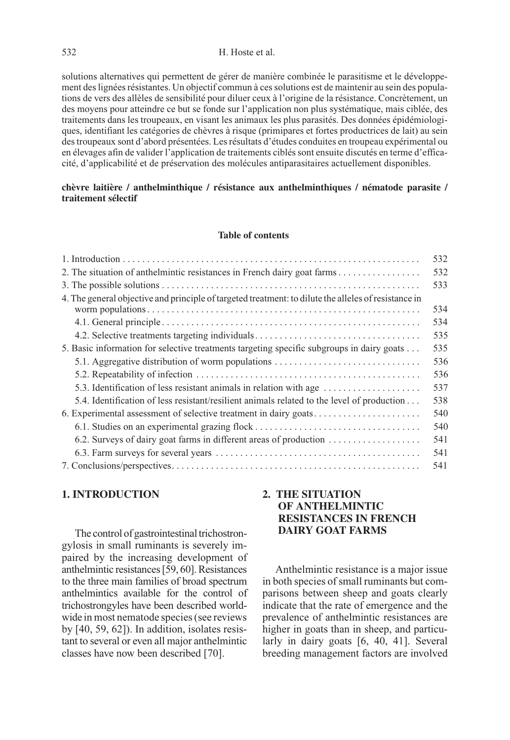solutions alternatives qui permettent de gérer de manière combinée le parasitisme et le développement des lignées résistantes. Un objectif commun à ces solutions est de maintenir au sein des populations de vers des allèles de sensibilité pour diluer ceux à l'origine de la résistance. Concrètement, un des moyens pour atteindre ce but se fonde sur l'application non plus systématique, mais ciblée, des traitements dans les troupeaux, en visant les animaux les plus parasités. Des données épidémiologiques, identifiant les catégories de chèvres à risque (primipares et fortes productrices de lait) au sein des troupeaux sont d'abord présentées. Les résultats d'études conduites en troupeau expérimental ou en élevages afin de valider l'application de traitements ciblés sont ensuite discutés en terme d'efficacité, d'applicabilité et de préservation des molécules antiparasitaires actuellement disponibles.

**chèvre laitière / anthelminthique / résistance aux anthelminthiques / nématode parasite / traitement sélectif**

**Table of contents**

| | |
|---|---|
| 1. Introduction | 532 |
| 2. The situation of anthelmintic resistances in French dairy goat farms | 532 |
| 3. The possible solutions | 533 |
| 4. The general objective and principle of targeted treatment: to dilute the alleles of resistance in worm populations | 534 |
| 4.1. General principle | 534 |
| 4.2. Selective treatments targeting individuals | 535 |
| 5. Basic information for selective treatments targeting specific subgroups in dairy goats | 535 |
| 5.1. Aggregative distribution of worm populations | 536 |
| 5.2. Repeatability of infection | 536 |
| 5.3. Identification of less resistant animals in relation with age | 537 |
| 5.4. Identification of less resistant/resilient animals related to the level of production | 538 |
| 6. Experimental assessment of selective treatment in dairy goats | 540 |
| 6.1. Studies on an experimental grazing flock | 540 |
| 6.2. Surveys of dairy goat farms in different areas of production | 541 |
| 6.3. Farm surveys for several years | 541 |
| 7. Conclusions/perspectives | 541 |

## 1. INTRODUCTION

The control of gastrointestinal trichostrongylosis in small ruminants is severely impaired by the increasing development of anthelmintic resistances [59, 60]. Resistances to the three main families of broad spectrum anthelmintics available for the control of trichostrongyles have been described worldwide in most nematode species (see reviews by [40, 59, 62]). In addition, isolates resistant to several or even all major anthelmintic classes have now been described [70].

## 2. THE SITUATION OF ANTHELMINTIC RESISTANCES IN FRENCH DAIRY GOAT FARMS

Anthelmintic resistance is a major issue in both species of small ruminants but comparisons between sheep and goats clearly indicate that the rate of emergence and the prevalence of anthelmintic resistances are higher in goats than in sheep, and particularly in dairy goats [6, 40, 41]. Several breeding management factors are involved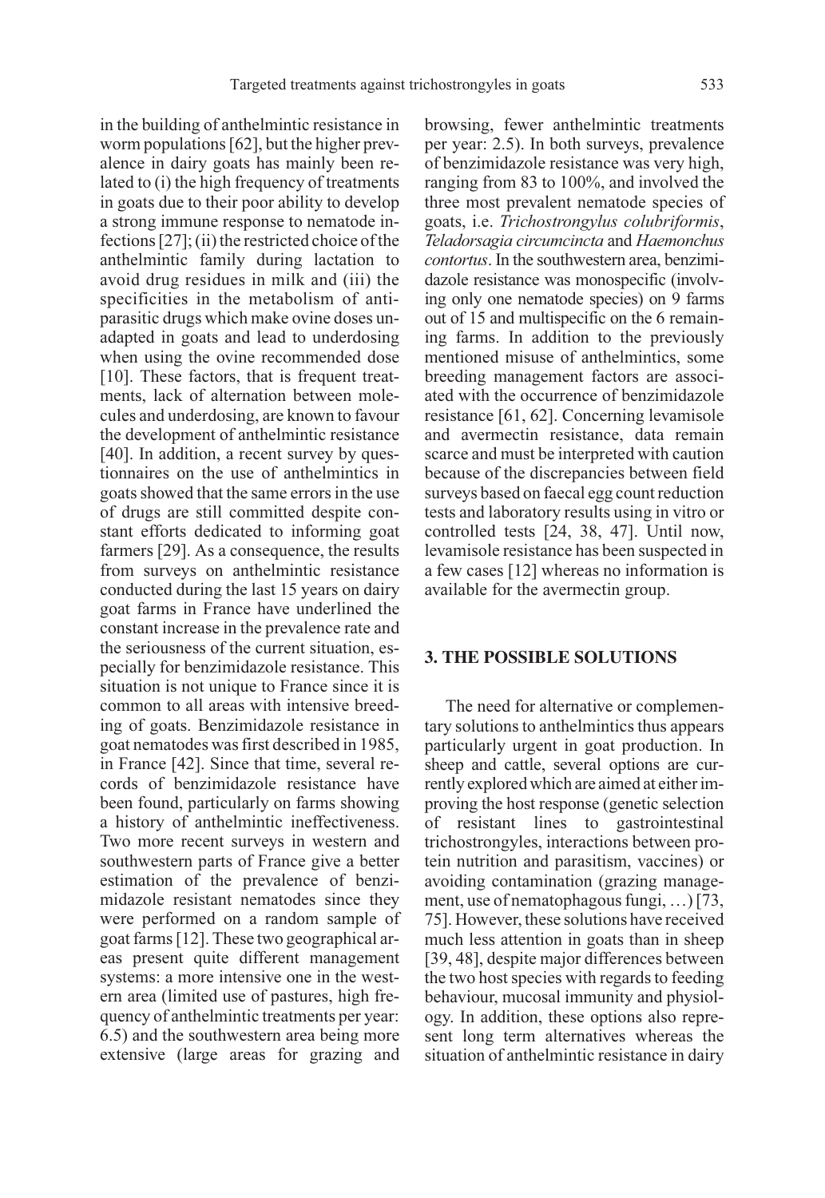in the building of anthelmintic resistance in worm populations [62], but the higher prevalence in dairy goats has mainly been related to (i) the high frequency of treatments in goats due to their poor ability to develop a strong immune response to nematode infections [27]; (ii) the restricted choice of the anthelmintic family during lactation to avoid drug residues in milk and (iii) the specificities in the metabolism of antiparasitic drugs which make ovine doses unadapted in goats and lead to underdosing when using the ovine recommended dose [10]. These factors, that is frequent treatments, lack of alternation between molecules and underdosing, are known to favour the development of anthelmintic resistance [40]. In addition, a recent survey by questionnaires on the use of anthelmintics in goats showed that the same errors in the use of drugs are still committed despite constant efforts dedicated to informing goat farmers [29]. As a consequence, the results from surveys on anthelmintic resistance conducted during the last 15 years on dairy goat farms in France have underlined the constant increase in the prevalence rate and the seriousness of the current situation, especially for benzimidazole resistance. This situation is not unique to France since it is common to all areas with intensive breeding of goats. Benzimidazole resistance in goat nematodes was first described in 1985, in France [42]. Since that time, several records of benzimidazole resistance have been found, particularly on farms showing a history of anthelmintic ineffectiveness. Two more recent surveys in western and southwestern parts of France give a better estimation of the prevalence of benzimidazole resistant nematodes since they were performed on a random sample of goat farms [12]. These two geographical areas present quite different management systems: a more intensive one in the western area (limited use of pastures, high frequency of anthelmintic treatments per year: 6.5) and the southwestern area being more extensive (large areas for grazing and browsing, fewer anthelmintic treatments per year: 2.5). In both surveys, prevalence of benzimidazole resistance was very high, ranging from 83 to 100%, and involved the three most prevalent nematode species of goats, i.e. *Trichostrongylus colubriformis*, *Teladorsagia circumcincta* and *Haemonchus contortus*. In the southwestern area, benzimidazole resistance was monospecific (involving only one nematode species) on 9 farms out of 15 and multispecific on the 6 remaining farms. In addition to the previously mentioned misuse of anthelmintics, some breeding management factors are associated with the occurrence of benzimidazole resistance [61, 62]. Concerning levamisole and avermectin resistance, data remain scarce and must be interpreted with caution because of the discrepancies between field surveys based on faecal egg count reduction tests and laboratory results using in vitro or controlled tests [24, 38, 47]. Until now, levamisole resistance has been suspected in a few cases [12] whereas no information is available for the avermectin group.

## 3. THE POSSIBLE SOLUTIONS

The need for alternative or complementary solutions to anthelmintics thus appears particularly urgent in goat production. In sheep and cattle, several options are currently explored which are aimed at either improving the host response (genetic selection of resistant lines to gastrointestinal trichostrongyles, interactions between protein nutrition and parasitism, vaccines) or avoiding contamination (grazing management, use of nematophagous fungi, …) [73, 75]. However, these solutions have received much less attention in goats than in sheep [39, 48], despite major differences between the two host species with regards to feeding behaviour, mucosal immunity and physiology. In addition, these options also represent long term alternatives whereas the situation of anthelmintic resistance in dairy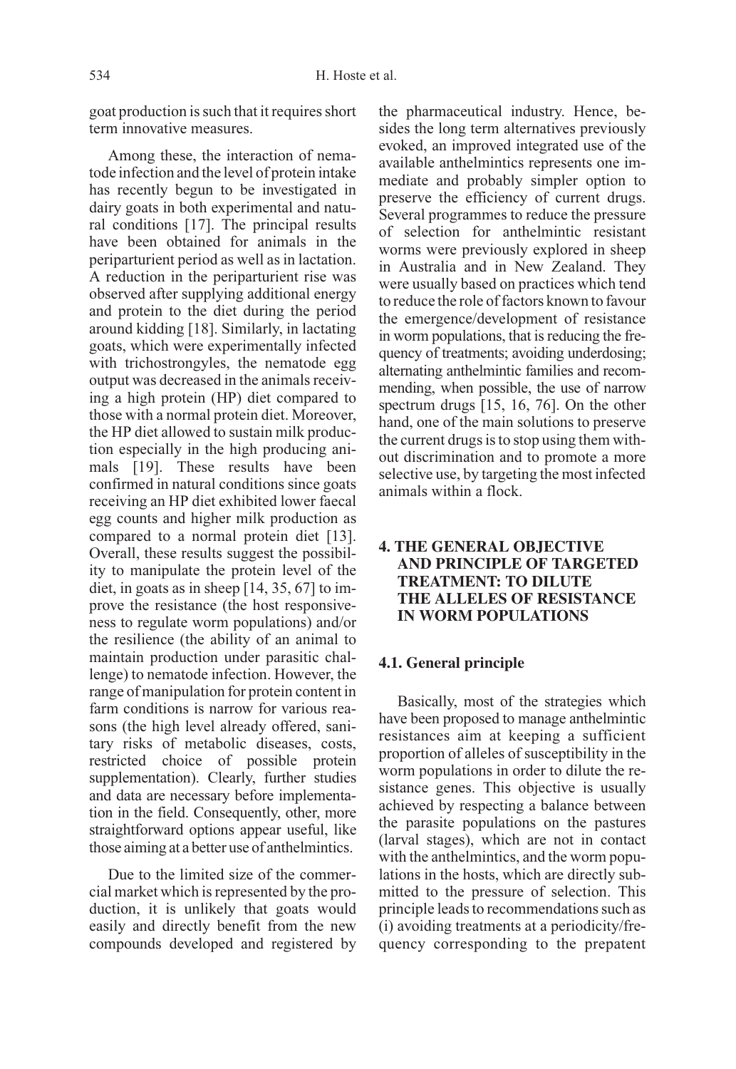goat production is such that it requires short term innovative measures.

Among these, the interaction of nematode infection and the level of protein intake has recently begun to be investigated in dairy goats in both experimental and natural conditions [17]. The principal results have been obtained for animals in the periparturient period as well as in lactation. A reduction in the periparturient rise was observed after supplying additional energy and protein to the diet during the period around kidding [18]. Similarly, in lactating goats, which were experimentally infected with trichostrongyles, the nematode egg output was decreased in the animals receiving a high protein (HP) diet compared to those with a normal protein diet. Moreover, the HP diet allowed to sustain milk production especially in the high producing animals [19]. These results have been confirmed in natural conditions since goats receiving an HP diet exhibited lower faecal egg counts and higher milk production as compared to a normal protein diet [13]. Overall, these results suggest the possibility to manipulate the protein level of the diet, in goats as in sheep [14, 35, 67] to improve the resistance (the host responsiveness to regulate worm populations) and/or the resilience (the ability of an animal to maintain production under parasitic challenge) to nematode infection. However, the range of manipulation for protein content in farm conditions is narrow for various reasons (the high level already offered, sanitary risks of metabolic diseases, costs, restricted choice of possible protein supplementation). Clearly, further studies and data are necessary before implementation in the field. Consequently, other, more straightforward options appear useful, like those aiming at a better use of anthelmintics.

Due to the limited size of the commercial market which is represented by the production, it is unlikely that goats would easily and directly benefit from the new compounds developed and registered by the pharmaceutical industry. Hence, besides the long term alternatives previously evoked, an improved integrated use of the available anthelmintics represents one immediate and probably simpler option to preserve the efficiency of current drugs. Several programmes to reduce the pressure of selection for anthelmintic resistant worms were previously explored in sheep in Australia and in New Zealand. They were usually based on practices which tend to reduce the role of factors known to favour the emergence/development of resistance in worm populations, that is reducing the frequency of treatments; avoiding underdosing; alternating anthelmintic families and recommending, when possible, the use of narrow spectrum drugs [15, 16, 76]. On the other hand, one of the main solutions to preserve the current drugs is to stop using them without discrimination and to promote a more selective use, by targeting the most infected animals within a flock.

## 4. THE GENERAL OBJECTIVE AND PRINCIPLE OF TARGETED TREATMENT: TO DILUTE THE ALLELES OF RESISTANCE IN WORM POPULATIONS

### 4.1. General principle

Basically, most of the strategies which have been proposed to manage anthelmintic resistances aim at keeping a sufficient proportion of alleles of susceptibility in the worm populations in order to dilute the resistance genes. This objective is usually achieved by respecting a balance between the parasite populations on the pastures (larval stages), which are not in contact with the anthelmintics, and the worm populations in the hosts, which are directly submitted to the pressure of selection. This principle leads to recommendations such as (i) avoiding treatments at a periodicity/frequency corresponding to the prepatent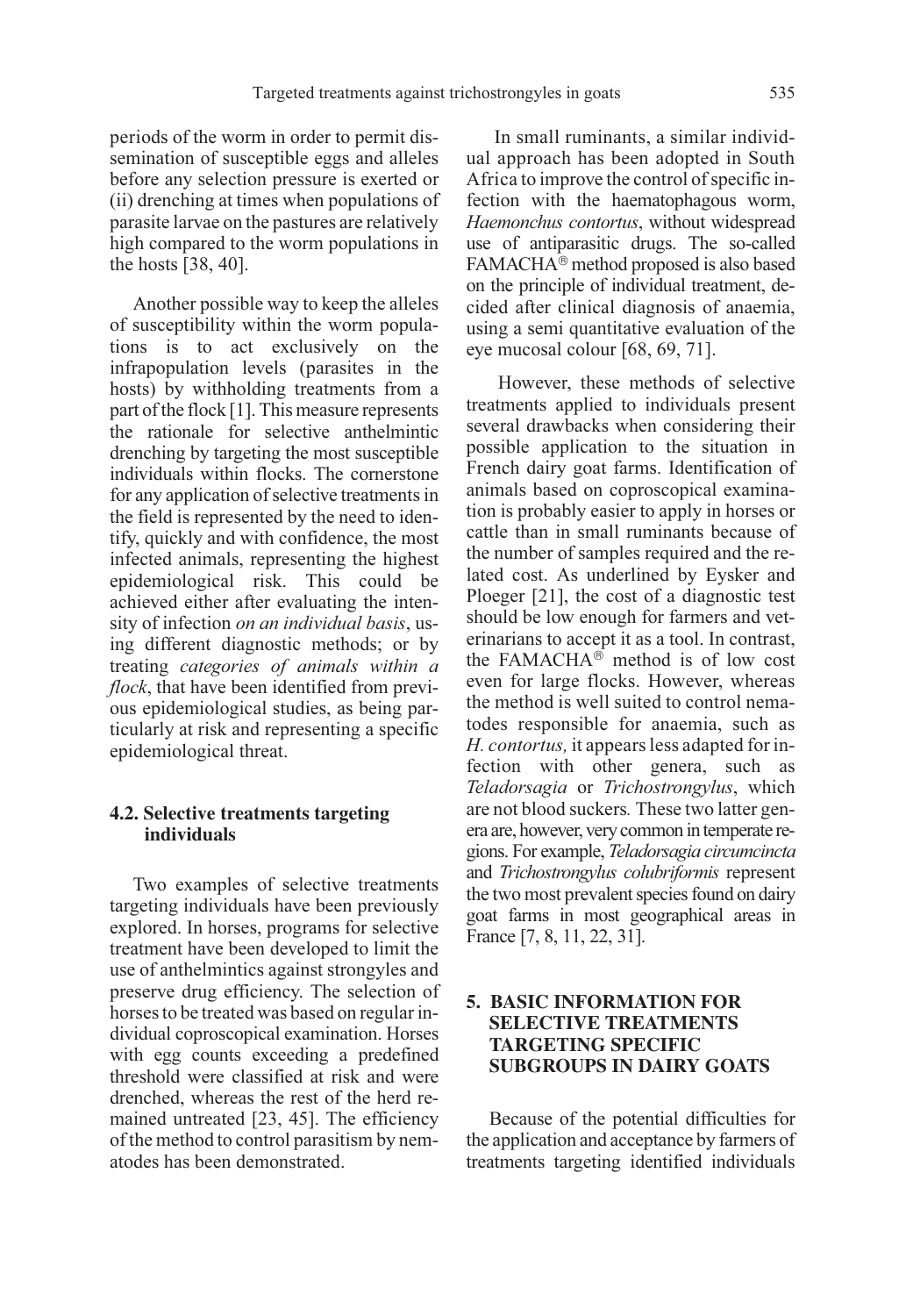periods of the worm in order to permit dissemination of susceptible eggs and alleles before any selection pressure is exerted or (ii) drenching at times when populations of parasite larvae on the pastures are relatively high compared to the worm populations in the hosts [38, 40].

Another possible way to keep the alleles of susceptibility within the worm populations is to act exclusively on the infrapopulation levels (parasites in the hosts) by withholding treatments from a part of the flock [1]. This measure represents the rationale for selective anthelmintic drenching by targeting the most susceptible individuals within flocks. The cornerstone for any application of selective treatments in the field is represented by the need to identify, quickly and with confidence, the most infected animals, representing the highest epidemiological risk. This could be achieved either after evaluating the intensity of infection *on an individual basis*, using different diagnostic methods; or by treating *categories of animals within a flock*, that have been identified from previous epidemiological studies, as being particularly at risk and representing a specific epidemiological threat.

## 4.2. Selective treatments targeting individuals

Two examples of selective treatments targeting individuals have been previously explored. In horses, programs for selective treatment have been developed to limit the use of anthelmintics against strongyles and preserve drug efficiency. The selection of horses to be treated was based on regular individual coproscopical examination. Horses with egg counts exceeding a predefined threshold were classified at risk and were drenched, whereas the rest of the herd remained untreated [23, 45]. The efficiency of the method to control parasitism by nematodes has been demonstrated.

In small ruminants, a similar individual approach has been adopted in South Africa to improve the control of specific infection with the haematophagous worm, *Haemonchus contortus*, without widespread use of antiparasitic drugs. The so-called FAMACHA® method proposed is also based on the principle of individual treatment, decided after clinical diagnosis of anaemia, using a semi quantitative evaluation of the eye mucosal colour [68, 69, 71].

However, these methods of selective treatments applied to individuals present several drawbacks when considering their possible application to the situation in French dairy goat farms. Identification of animals based on coproscopical examination is probably easier to apply in horses or cattle than in small ruminants because of the number of samples required and the related cost. As underlined by Eysker and Ploeger [21], the cost of a diagnostic test should be low enough for farmers and veterinarians to accept it as a tool. In contrast, the FAMACHA® method is of low cost even for large flocks. However, whereas the method is well suited to control nematodes responsible for anaemia, such as *H. contortus,* it appears less adapted for infection with other genera, such as *Teladorsagia* or *Trichostrongylus*, which are not blood suckers. These two latter genera are, however, very common in temperate regions. For example, *Teladorsagia circumcincta* and *Trichostrongylus colubriformis* represent the two most prevalent species found on dairy goat farms in most geographical areas in France [7, 8, 11, 22, 31].

## 5. BASIC INFORMATION FOR SELECTIVE TREATMENTS TARGETING SPECIFIC SUBGROUPS IN DAIRY GOATS

Because of the potential difficulties for the application and acceptance by farmers of treatments targeting identified individuals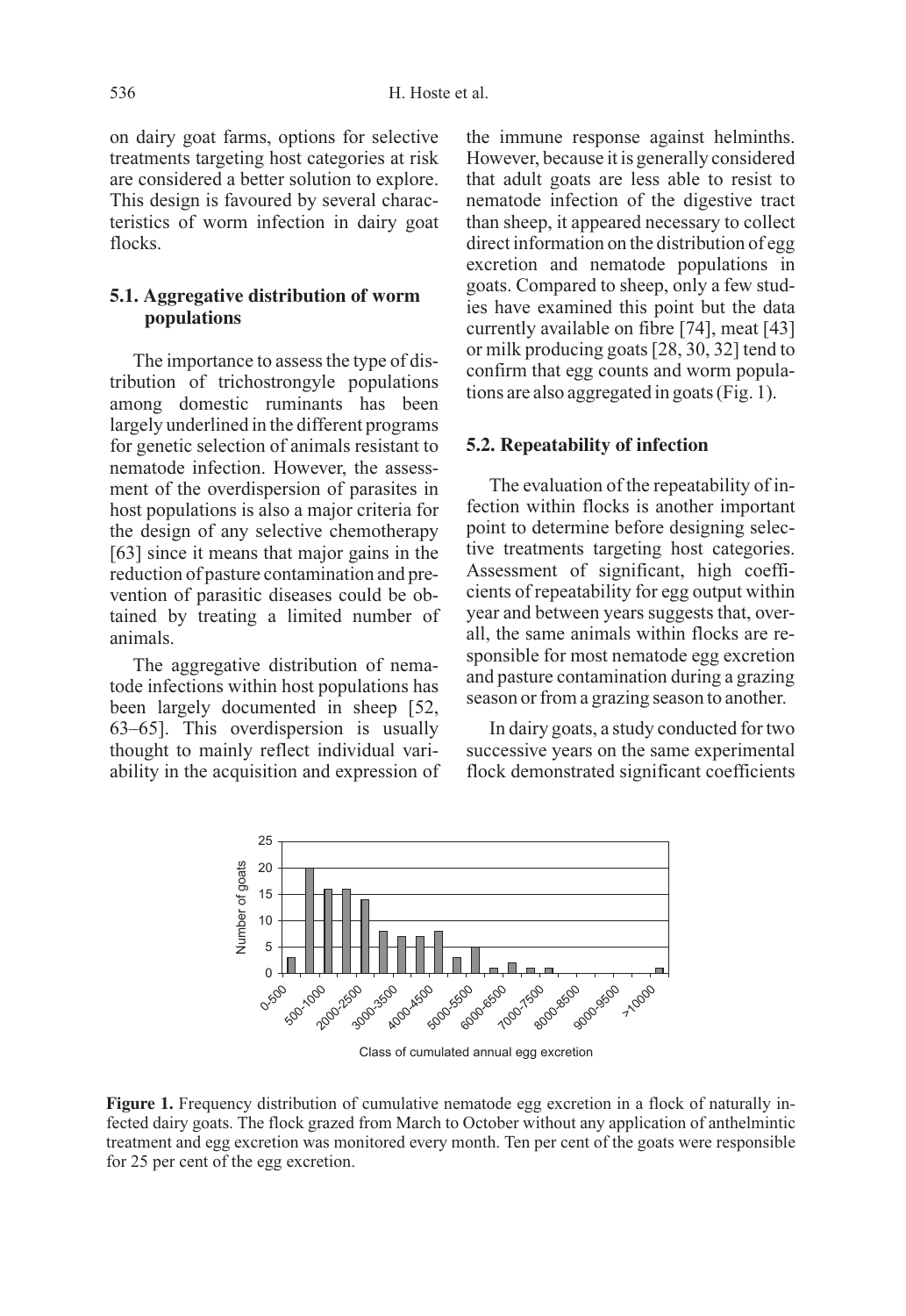on dairy goat farms, options for selective treatments targeting host categories at risk are considered a better solution to explore. This design is favoured by several characteristics of worm infection in dairy goat flocks.

### 5.1. Aggregative distribution of worm populations

The importance to assess the type of distribution of trichostrongyle populations among domestic ruminants has been largely underlined in the different programs for genetic selection of animals resistant to nematode infection. However, the assessment of the overdispersion of parasites in host populations is also a major criteria for the design of any selective chemotherapy [63] since it means that major gains in the reduction of pasture contamination and prevention of parasitic diseases could be obtained by treating a limited number of animals.

The aggregative distribution of nematode infections within host populations has been largely documented in sheep [52, 63–65]. This overdispersion is usually thought to mainly reflect individual variability in the acquisition and expression of the immune response against helminths. However, because it is generally considered that adult goats are less able to resist to nematode infection of the digestive tract than sheep, it appeared necessary to collect direct information on the distribution of egg excretion and nematode populations in goats. Compared to sheep, only a few studies have examined this point but the data currently available on fibre [74], meat [43] or milk producing goats [28, 30, 32] tend to confirm that egg counts and worm populations are also aggregated in goats (Fig. 1).

### 5.2. Repeatability of infection

The evaluation of the repeatability of infection within flocks is another important point to determine before designing selective treatments targeting host categories. Assessment of significant, high coefficients of repeatability for egg output within year and between years suggests that, overall, the same animals within flocks are responsible for most nematode egg excretion and pasture contamination during a grazing season or from a grazing season to another.

In dairy goats, a study conducted for two successive years on the same experimental flock demonstrated significant coefficients

**Figure 1.** Frequency distribution of cumulative nematode egg excretion in a flock of naturally infected dairy goats. The flock grazed from March to October without any application of anthelmintic treatment and egg excretion was monitored every month. Ten per cent of the goats were responsible for 25 per cent of the egg excretion.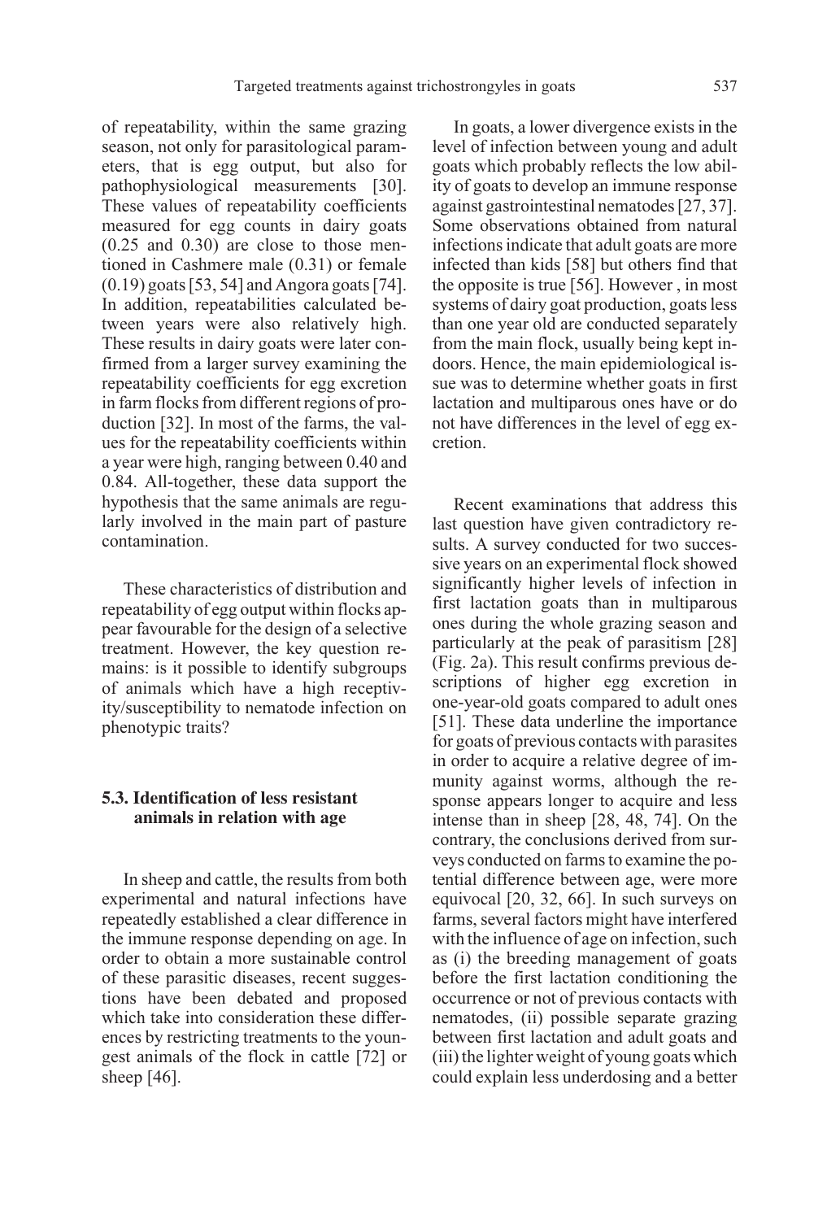of repeatability, within the same grazing season, not only for parasitological parameters, that is egg output, but also for pathophysiological measurements [30]. These values of repeatability coefficients measured for egg counts in dairy goats (0.25 and 0.30) are close to those mentioned in Cashmere male (0.31) or female (0.19) goats [53, 54] and Angora goats [74]. In addition, repeatabilities calculated between years were also relatively high. These results in dairy goats were later confirmed from a larger survey examining the repeatability coefficients for egg excretion in farm flocks from different regions of production [32]. In most of the farms, the values for the repeatability coefficients within a year were high, ranging between 0.40 and 0.84. All-together, these data support the hypothesis that the same animals are regularly involved in the main part of pasture contamination.

These characteristics of distribution and repeatability of egg output within flocks appear favourable for the design of a selective treatment. However, the key question remains: is it possible to identify subgroups of animals which have a high receptivity/susceptibility to nematode infection on phenotypic traits?

### 5.3. Identification of less resistant animals in relation with age

In sheep and cattle, the results from both experimental and natural infections have repeatedly established a clear difference in the immune response depending on age. In order to obtain a more sustainable control of these parasitic diseases, recent suggestions have been debated and proposed which take into consideration these differences by restricting treatments to the youngest animals of the flock in cattle [72] or sheep [46].

In goats, a lower divergence exists in the level of infection between young and adult goats which probably reflects the low ability of goats to develop an immune response against gastrointestinal nematodes [27, 37]. Some observations obtained from natural infections indicate that adult goats are more infected than kids [58] but others find that the opposite is true [56]. However , in most systems of dairy goat production, goats less than one year old are conducted separately from the main flock, usually being kept indoors. Hence, the main epidemiological issue was to determine whether goats in first lactation and multiparous ones have or do not have differences in the level of egg excretion.

Recent examinations that address this last question have given contradictory results. A survey conducted for two successive years on an experimental flock showed significantly higher levels of infection in first lactation goats than in multiparous ones during the whole grazing season and particularly at the peak of parasitism [28] (Fig. 2a). This result confirms previous descriptions of higher egg excretion in one-year-old goats compared to adult ones [51]. These data underline the importance for goats of previous contacts with parasites in order to acquire a relative degree of immunity against worms, although the response appears longer to acquire and less intense than in sheep [28, 48, 74]. On the contrary, the conclusions derived from surveys conducted on farms to examine the potential difference between age, were more equivocal [20, 32, 66]. In such surveys on farms, several factors might have interfered with the influence of age on infection, such as (i) the breeding management of goats before the first lactation conditioning the occurrence or not of previous contacts with nematodes, (ii) possible separate grazing between first lactation and adult goats and (iii) the lighter weight of young goats which could explain less underdosing and a better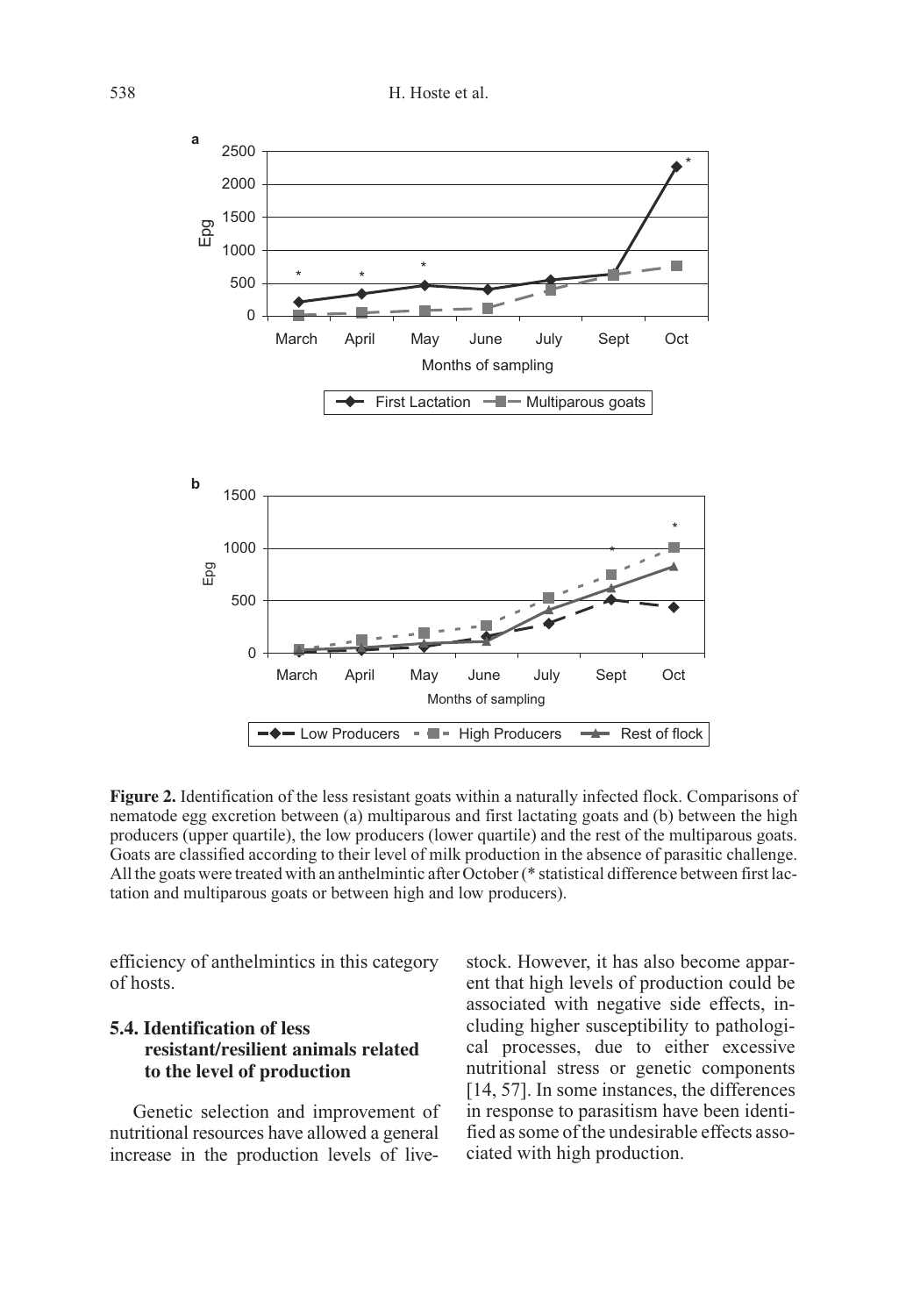**Figure 2.** Identification of the less resistant goats within a naturally infected flock. Comparisons of nematode egg excretion between (a) multiparous and first lactating goats and (b) between the high producers (upper quartile), the low producers (lower quartile) and the rest of the multiparous goats. Goats are classified according to their level of milk production in the absence of parasitic challenge. All the goats were treated with an anthelmintic after October (* statistical difference between first lactation and multiparous goats or between high and low producers).

efficiency of anthelmintics in this category of hosts.

### 5.4. Identification of less resistant/resilient animals related to the level of production

Genetic selection and improvement of nutritional resources have allowed a general increase in the production levels of livestock. However, it has also become apparent that high levels of production could be associated with negative side effects, including higher susceptibility to pathological processes, due to either excessive nutritional stress or genetic components [14, 57]. In some instances, the differences in response to parasitism have been identified as some of the undesirable effects associated with high production.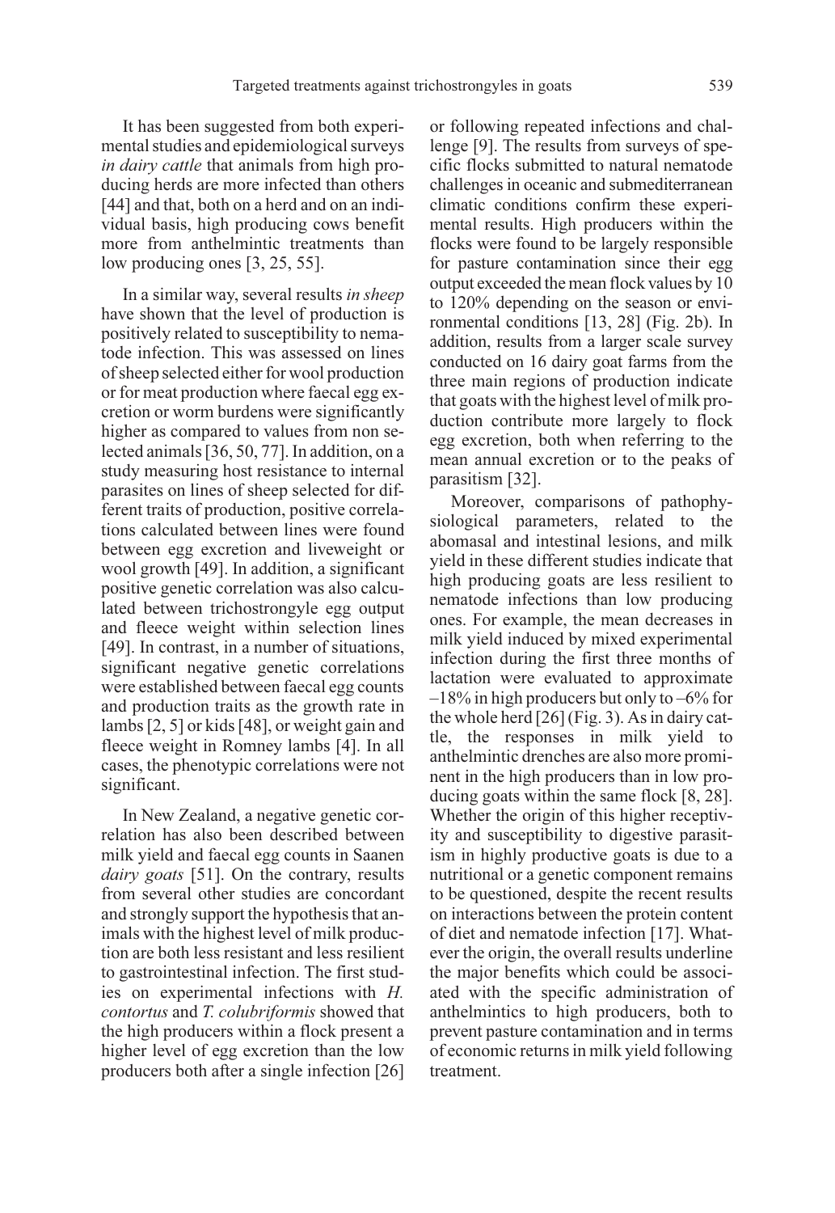It has been suggested from both experimental studies and epidemiological surveys *in dairy cattle* that animals from high producing herds are more infected than others [44] and that, both on a herd and on an individual basis, high producing cows benefit more from anthelmintic treatments than low producing ones [3, 25, 55].

In a similar way, several results *in sheep* have shown that the level of production is positively related to susceptibility to nematode infection. This was assessed on lines of sheep selected either for wool production or for meat production where faecal egg excretion or worm burdens were significantly higher as compared to values from non selected animals [36, 50, 77]. In addition, on a study measuring host resistance to internal parasites on lines of sheep selected for different traits of production, positive correlations calculated between lines were found between egg excretion and liveweight or wool growth [49]. In addition, a significant positive genetic correlation was also calculated between trichostrongyle egg output and fleece weight within selection lines [49]. In contrast, in a number of situations, significant negative genetic correlations were established between faecal egg counts and production traits as the growth rate in lambs [2, 5] or kids [48], or weight gain and fleece weight in Romney lambs [4]. In all cases, the phenotypic correlations were not significant.

In New Zealand, a negative genetic correlation has also been described between milk yield and faecal egg counts in Saanen *dairy goats* [51]. On the contrary, results from several other studies are concordant and strongly support the hypothesis that animals with the highest level of milk production are both less resistant and less resilient to gastrointestinal infection. The first studies on experimental infections with *H. contortus* and *T. colubriformis* showed that the high producers within a flock present a higher level of egg excretion than the low producers both after a single infection [26] or following repeated infections and challenge [9]. The results from surveys of specific flocks submitted to natural nematode challenges in oceanic and submediterranean climatic conditions confirm these experimental results. High producers within the flocks were found to be largely responsible for pasture contamination since their egg output exceeded the mean flock values by 10 to 120% depending on the season or environmental conditions [13, 28] (Fig. 2b). In addition, results from a larger scale survey conducted on 16 dairy goat farms from the three main regions of production indicate that goats with the highest level of milk production contribute more largely to flock egg excretion, both when referring to the mean annual excretion or to the peaks of parasitism [32].

Moreover, comparisons of pathophysiological parameters, related to the abomasal and intestinal lesions, and milk yield in these different studies indicate that high producing goats are less resilient to nematode infections than low producing ones. For example, the mean decreases in milk yield induced by mixed experimental infection during the first three months of lactation were evaluated to approximate –18% in high producers but only to –6% for the whole herd [26] (Fig. 3). As in dairy cattle, the responses in milk yield to anthelmintic drenches are also more prominent in the high producers than in low producing goats within the same flock [8, 28]. Whether the origin of this higher receptivity and susceptibility to digestive parasitism in highly productive goats is due to a nutritional or a genetic component remains to be questioned, despite the recent results on interactions between the protein content of diet and nematode infection [17]. Whatever the origin, the overall results underline the major benefits which could be associated with the specific administration of anthelmintics to high producers, both to prevent pasture contamination and in terms of economic returns in milk yield following treatment.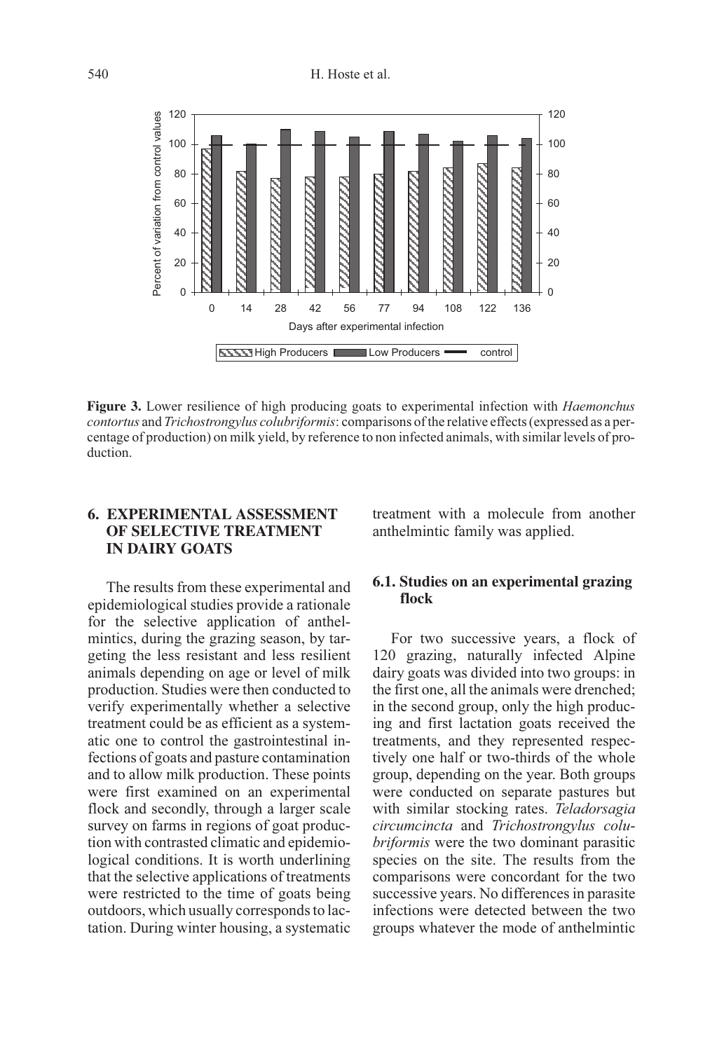**Figure 3.** Lower resilience of high producing goats to experimental infection with *Haemonchus contortus* and *Trichostrongylus colubriformis*: comparisons of the relative effects (expressed as a percentage of production) on milk yield, by reference to non infected animals, with similar levels of production.

## 6. EXPERIMENTAL ASSESSMENT OF SELECTIVE TREATMENT IN DAIRY GOATS

The results from these experimental and epidemiological studies provide a rationale for the selective application of anthelmintics, during the grazing season, by targeting the less resistant and less resilient animals depending on age or level of milk production. Studies were then conducted to verify experimentally whether a selective treatment could be as efficient as a systematic one to control the gastrointestinal infections of goats and pasture contamination and to allow milk production. These points were first examined on an experimental flock and secondly, through a larger scale survey on farms in regions of goat production with contrasted climatic and epidemiological conditions. It is worth underlining that the selective applications of treatments were restricted to the time of goats being outdoors, which usually corresponds to lactation. During winter housing, a systematic treatment with a molecule from another anthelmintic family was applied.

### 6.1. Studies on an experimental grazing flock

For two successive years, a flock of 120 grazing, naturally infected Alpine dairy goats was divided into two groups: in the first one, all the animals were drenched; in the second group, only the high producing and first lactation goats received the treatments, and they represented respectively one half or two-thirds of the whole group, depending on the year. Both groups were conducted on separate pastures but with similar stocking rates. *Teladorsagia circumcincta* and *Trichostrongylus colubriformis* were the two dominant parasitic species on the site. The results from the comparisons were concordant for the two successive years. No differences in parasite infections were detected between the two groups whatever the mode of anthelmintic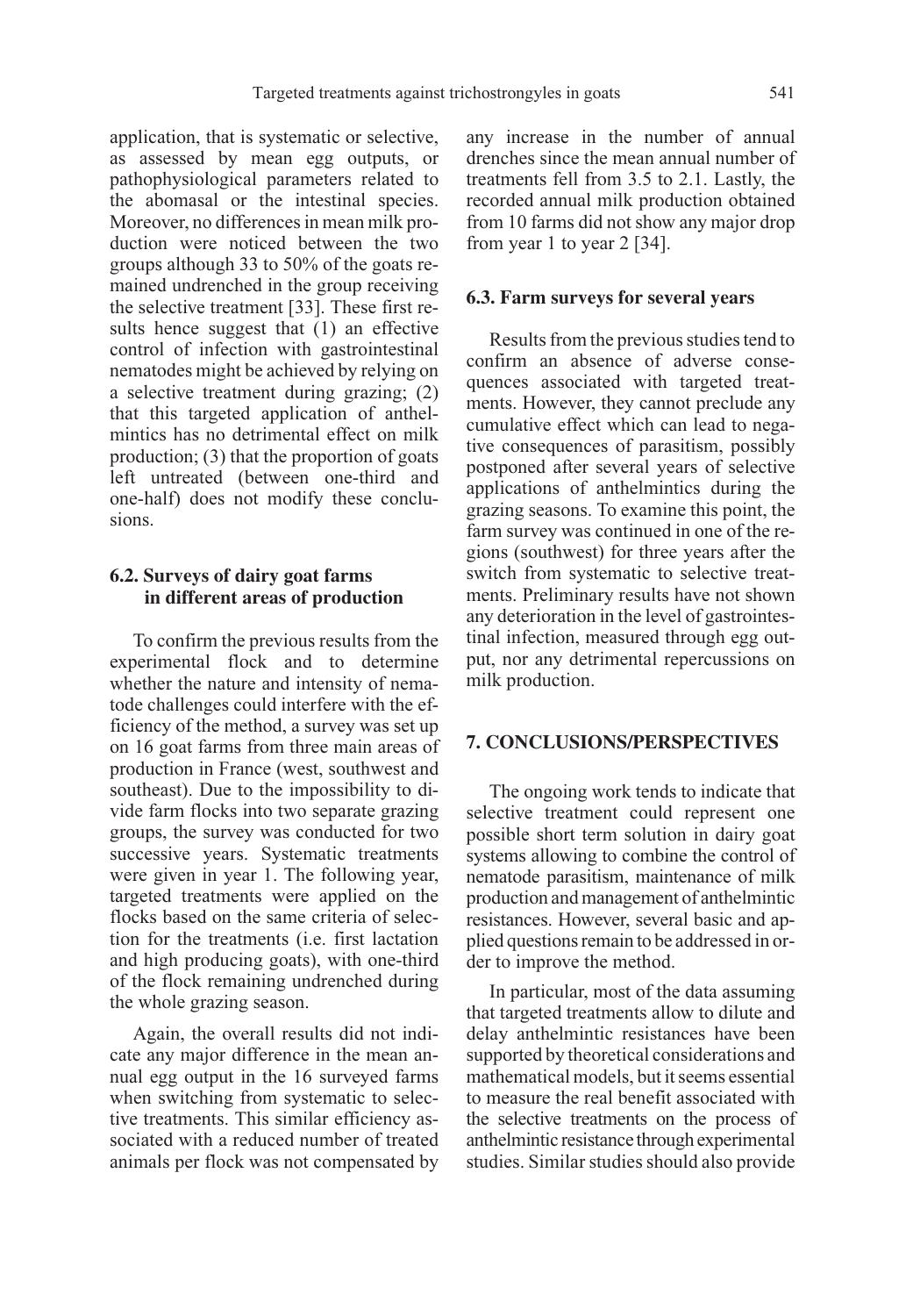application, that is systematic or selective, as assessed by mean egg outputs, or pathophysiological parameters related to the abomasal or the intestinal species. Moreover, no differences in mean milk production were noticed between the two groups although 33 to 50% of the goats remained undrenched in the group receiving the selective treatment [33]. These first results hence suggest that (1) an effective control of infection with gastrointestinal nematodes might be achieved by relying on a selective treatment during grazing; (2) that this targeted application of anthelmintics has no detrimental effect on milk production; (3) that the proportion of goats left untreated (between one-third and one-half) does not modify these conclusions.

### 6.2. Surveys of dairy goat farms in different areas of production

To confirm the previous results from the experimental flock and to determine whether the nature and intensity of nematode challenges could interfere with the efficiency of the method, a survey was set up on 16 goat farms from three main areas of production in France (west, southwest and southeast). Due to the impossibility to divide farm flocks into two separate grazing groups, the survey was conducted for two successive years. Systematic treatments were given in year 1. The following year, targeted treatments were applied on the flocks based on the same criteria of selection for the treatments (i.e. first lactation and high producing goats), with one-third of the flock remaining undrenched during the whole grazing season.

Again, the overall results did not indicate any major difference in the mean annual egg output in the 16 surveyed farms when switching from systematic to selective treatments. This similar efficiency associated with a reduced number of treated animals per flock was not compensated by any increase in the number of annual drenches since the mean annual number of treatments fell from 3.5 to 2.1. Lastly, the recorded annual milk production obtained from 10 farms did not show any major drop from year 1 to year 2 [34].

### 6.3. Farm surveys for several years

Results from the previous studies tend to confirm an absence of adverse consequences associated with targeted treatments. However, they cannot preclude any cumulative effect which can lead to negative consequences of parasitism, possibly postponed after several years of selective applications of anthelmintics during the grazing seasons. To examine this point, the farm survey was continued in one of the regions (southwest) for three years after the switch from systematic to selective treatments. Preliminary results have not shown any deterioration in the level of gastrointestinal infection, measured through egg output, nor any detrimental repercussions on milk production.

## 7. CONCLUSIONS/PERSPECTIVES

The ongoing work tends to indicate that selective treatment could represent one possible short term solution in dairy goat systems allowing to combine the control of nematode parasitism, maintenance of milk production and management of anthelmintic resistances. However, several basic and applied questions remain to be addressed in order to improve the method.

In particular, most of the data assuming that targeted treatments allow to dilute and delay anthelmintic resistances have been supported by theoretical considerations and mathematical models, but it seems essential to measure the real benefit associated with the selective treatments on the process of anthelmintic resistance through experimental studies. Similar studies should also provide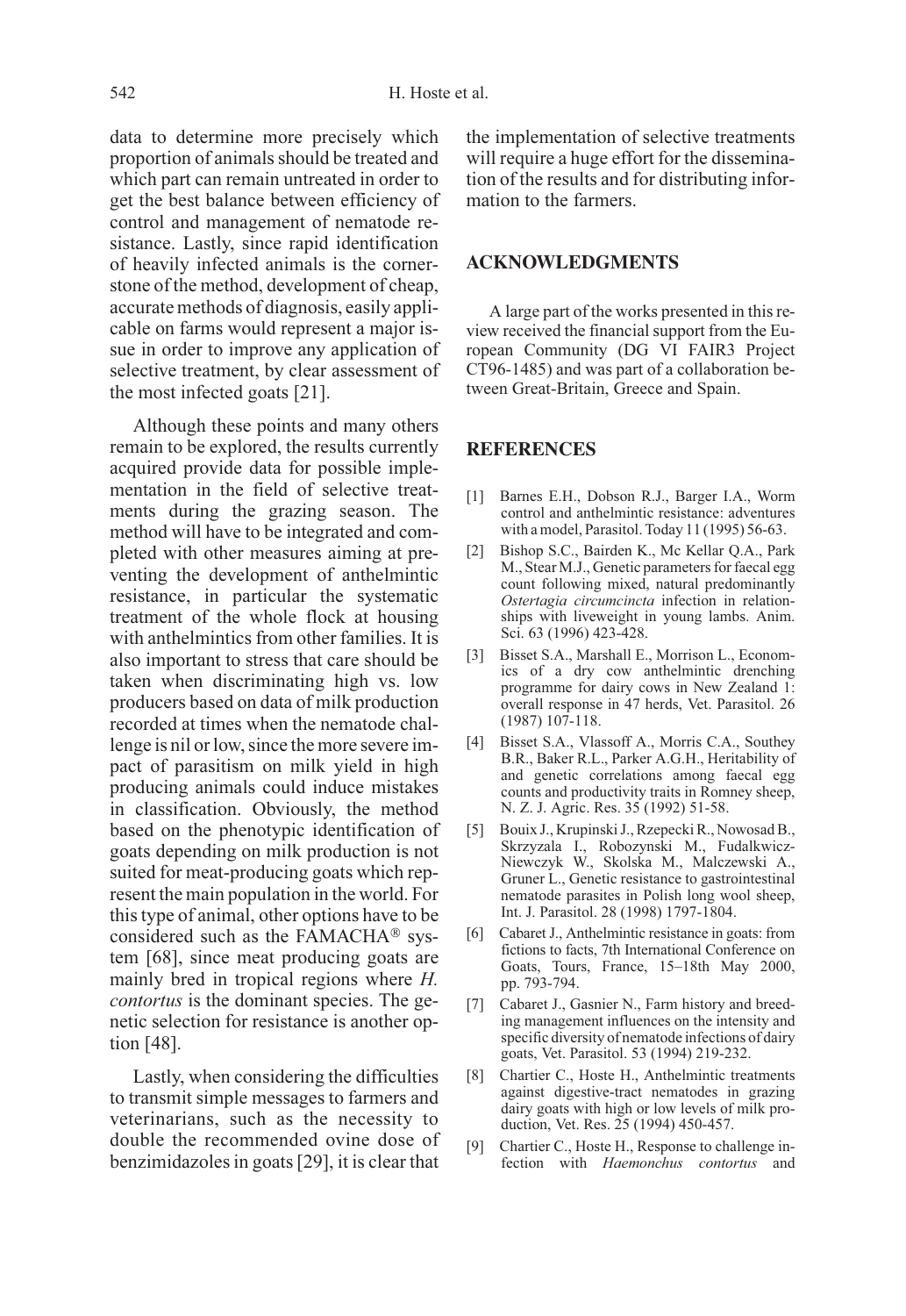data to determine more precisely which proportion of animals should be treated and which part can remain untreated in order to get the best balance between efficiency of control and management of nematode resistance. Lastly, since rapid identification of heavily infected animals is the cornerstone of the method, development of cheap, accurate methods of diagnosis, easily applicable on farms would represent a major issue in order to improve any application of selective treatment, by clear assessment of the most infected goats [21].

Although these points and many others remain to be explored, the results currently acquired provide data for possible implementation in the field of selective treatments during the grazing season. The method will have to be integrated and completed with other measures aiming at preventing the development of anthelmintic resistance, in particular the systematic treatment of the whole flock at housing with anthelmintics from other families. It is also important to stress that care should be taken when discriminating high vs. low producers based on data of milk production recorded at times when the nematode challenge is nil or low, since the more severe impact of parasitism on milk yield in high producing animals could induce mistakes in classification. Obviously, the method based on the phenotypic identification of goats depending on milk production is not suited for meat-producing goats which represent the main population in the world. For this type of animal, other options have to be considered such as the FAMACHA® system [68], since meat producing goats are mainly bred in tropical regions where *H. contortus* is the dominant species. The genetic selection for resistance is another option [48].

Lastly, when considering the difficulties to transmit simple messages to farmers and veterinarians, such as the necessity to double the recommended ovine dose of benzimidazoles in goats [29], it is clear that the implementation of selective treatments will require a huge effort for the dissemination of the results and for distributing information to the farmers.

## ACKNOWLEDGMENTS

A large part of the works presented in this review received the financial support from the European Community (DG VI FAIR3 Project CT96-1485) and was part of a collaboration between Great-Britain, Greece and Spain.

## REFERENCES

[1] Barnes E.H., Dobson R.J., Barger I.A., Worm control and anthelmintic resistance: adventures with a model, Parasitol. Today 11 (1995) 56-63.

[2] Bishop S.C., Bairden K., Mc Kellar Q.A., Park M., Stear M.J., Genetic parameters for faecal egg count following mixed, natural predominantly *Ostertagia circumcincta* infection in relationships with liveweight in young lambs. Anim. Sci. 63 (1996) 423-428.

[3] Bisset S.A., Marshall E., Morrison L., Economics of a dry cow anthelmintic drenching programme for dairy cows in New Zealand 1: overall response in 47 herds, Vet. Parasitol. 26 (1987) 107-118.

[4] Bisset S.A., Vlassoff A., Morris C.A., Southey B.R., Baker R.L., Parker A.G.H., Heritability of and genetic correlations among faecal egg counts and productivity traits in Romney sheep, N. Z. J. Agric. Res. 35 (1992) 51-58.

[5] Bouix J., Krupinski J., Rzepecki R., Nowosad B., Skrzyzala I., Robozynski M., Fudalkwicz-Niewczyk W., Skolska M., Malczewski A., Gruner L., Genetic resistance to gastrointestinal nematode parasites in Polish long wool sheep, Int. J. Parasitol. 28 (1998) 1797-1804.

[6] Cabaret J., Anthelmintic resistance in goats: from fictions to facts, 7th International Conference on Goats, Tours, France, 15–18th May 2000, pp. 793-794.

[7] Cabaret J., Gasnier N., Farm history and breeding management influences on the intensity and specific diversity of nematode infections of dairy goats, Vet. Parasitol. 53 (1994) 219-232.

[8] Chartier C., Hoste H., Anthelmintic treatments against digestive-tract nematodes in grazing dairy goats with high or low levels of milk production, Vet. Res. 25 (1994) 450-457.

[9] Chartier C., Hoste H., Response to challenge infection with *Haemonchus contortus* and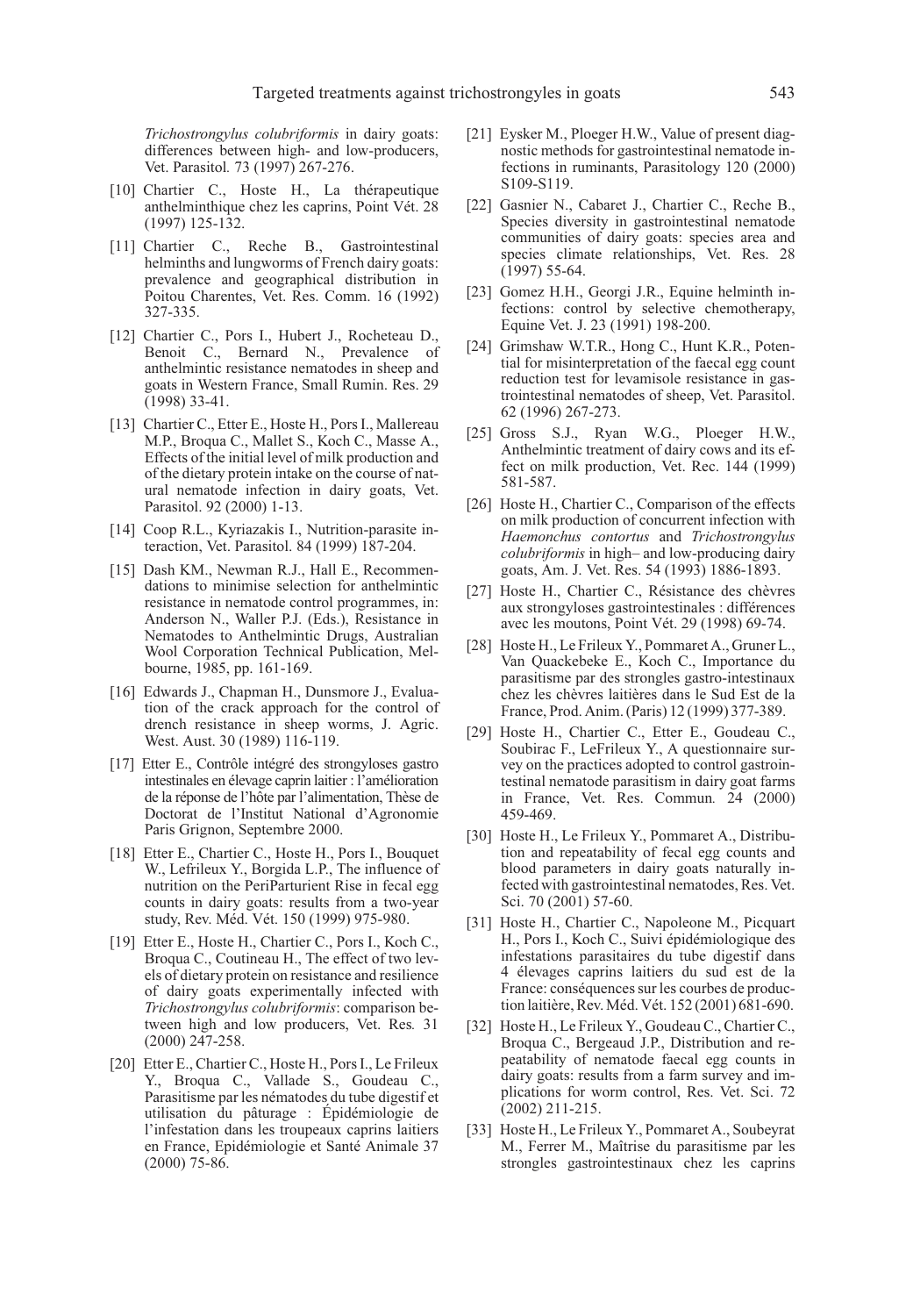*Trichostrongylus colubriformis* in dairy goats: differences between high- and low-producers, Vet. Parasitol. 73 (1997) 267-276.

[10] Chartier C., Hoste H., La thérapeutique anthelminthique chez les caprins, Point Vét. 28 (1997) 125-132.

[11] Chartier C., Reche B., Gastrointestinal helminths and lungworms of French dairy goats: prevalence and geographical distribution in Poitou Charentes, Vet. Res. Comm. 16 (1992) 327-335.

[12] Chartier C., Pors I., Hubert J., Rocheteau D., Benoit C., Bernard N., Prevalence of anthelmintic resistance nematodes in sheep and goats in Western France, Small Rumin. Res. 29 (1998) 33-41.

[13] Chartier C., Etter E., Hoste H., Pors I., Mallereau M.P., Broqua C., Mallet S., Koch C., Masse A., Effects of the initial level of milk production and of the dietary protein intake on the course of natural nematode infection in dairy goats, Vet. Parasitol. 92 (2000) 1-13.

[14] Coop R.L., Kyriazakis I., Nutrition-parasite interaction, Vet. Parasitol. 84 (1999) 187-204.

[15] Dash KM., Newman R.J., Hall E., Recommendations to minimise selection for anthelmintic resistance in nematode control programmes, in: Anderson N., Waller P.J. (Eds.), Resistance in Nematodes to Anthelmintic Drugs, Australian Wool Corporation Technical Publication, Melbourne, 1985, pp. 161-169.

[16] Edwards J., Chapman H., Dunsmore J., Evaluation of the crack approach for the control of drench resistance in sheep worms, J. Agric. West. Aust. 30 (1989) 116-119.

[17] Etter E., Contrôle intégré des strongyloses gastro intestinales en élevage caprin laitier : l'amélioration de la réponse de l'hôte par l'alimentation, Thèse de Doctorat de l'Institut National d'Agronomie Paris Grignon, Septembre 2000.

[18] Etter E., Chartier C., Hoste H., Pors I., Bouquet W., Lefrileux Y., Borgida L.P., The influence of nutrition on the PeriParturient Rise in fecal egg counts in dairy goats: results from a two-year study, Rev. Méd. Vét. 150 (1999) 975-980.

[19] Etter E., Hoste H., Chartier C., Pors I., Koch C., Broqua C., Coutineau H., The effect of two levels of dietary protein on resistance and resilience of dairy goats experimentally infected with *Trichostrongylus colubriformis*: comparison between high and low producers, Vet. Res. 31 (2000) 247-258.

[20] Etter E., Chartier C., Hoste H., Pors I., Le Frileux Y., Broqua C., Vallade S., Goudeau C., Parasitisme par les nématodes du tube digestif et utilisation du pâturage : Épidémiologie de l'infestation dans les troupeaux caprins laitiers en France, Epidémiologie et Santé Animale 37 (2000) 75-86.

[21] Eysker M., Ploeger H.W., Value of present diagnostic methods for gastrointestinal nematode infections in ruminants, Parasitology 120 (2000) S109-S119.

[22] Gasnier N., Cabaret J., Chartier C., Reche B., Species diversity in gastrointestinal nematode communities of dairy goats: species area and species climate relationships, Vet. Res. 28 (1997) 55-64.

[23] Gomez H.H., Georgi J.R., Equine helminth infections: control by selective chemotherapy, Equine Vet. J. 23 (1991) 198-200.

[24] Grimshaw W.T.R., Hong C., Hunt K.R., Potential for misinterpretation of the faecal egg count reduction test for levamisole resistance in gastrointestinal nematodes of sheep, Vet. Parasitol. 62 (1996) 267-273.

[25] Gross S.J., Ryan W.G., Ploeger H.W., Anthelmintic treatment of dairy cows and its effect on milk production, Vet. Rec. 144 (1999) 581-587.

[26] Hoste H., Chartier C., Comparison of the effects on milk production of concurrent infection with *Haemonchus contortus* and *Trichostrongylus colubriformis* in high– and low-producing dairy goats, Am. J. Vet. Res. 54 (1993) 1886-1893.

[27] Hoste H., Chartier C., Résistance des chèvres aux strongyloses gastrointestinales : différences avec les moutons, Point Vét. 29 (1998) 69-74.

[28] Hoste H., Le Frileux Y., Pommaret A., Gruner L., Van Quackebeke E., Koch C., Importance du parasitisme par des strongles gastro-intestinaux chez les chèvres laitières dans le Sud Est de la France, Prod. Anim. (Paris) 12 (1999) 377-389.

[29] Hoste H., Chartier C., Etter E., Goudeau C., Soubirac F., LeFrileux Y., A questionnaire survey on the practices adopted to control gastrointestinal nematode parasitism in dairy goat farms in France, Vet. Res. Commun. 24 (2000) 459-469.

[30] Hoste H., Le Frileux Y., Pommaret A., Distribution and repeatability of fecal egg counts and blood parameters in dairy goats naturally infected with gastrointestinal nematodes, Res. Vet. Sci. 70 (2001) 57-60.

[31] Hoste H., Chartier C., Napoleone M., Picquart H., Pors I., Koch C., Suivi épidémiologique des infestations parasitaires du tube digestif dans 4 élevages caprins laitiers du sud est de la France: conséquences sur les courbes de production laitière, Rev. Méd. Vét. 152 (2001) 681-690.

[32] Hoste H., Le Frileux Y., Goudeau C., Chartier C., Broqua C., Bergeaud J.P., Distribution and repeatability of nematode faecal egg counts in dairy goats: results from a farm survey and implications for worm control, Res. Vet. Sci. 72 (2002) 211-215.

[33] Hoste H., Le Frileux Y., Pommaret A., Soubeyrat M., Ferrer M., Maîtrise du parasitisme par les strongles gastrointestinaux chez les caprins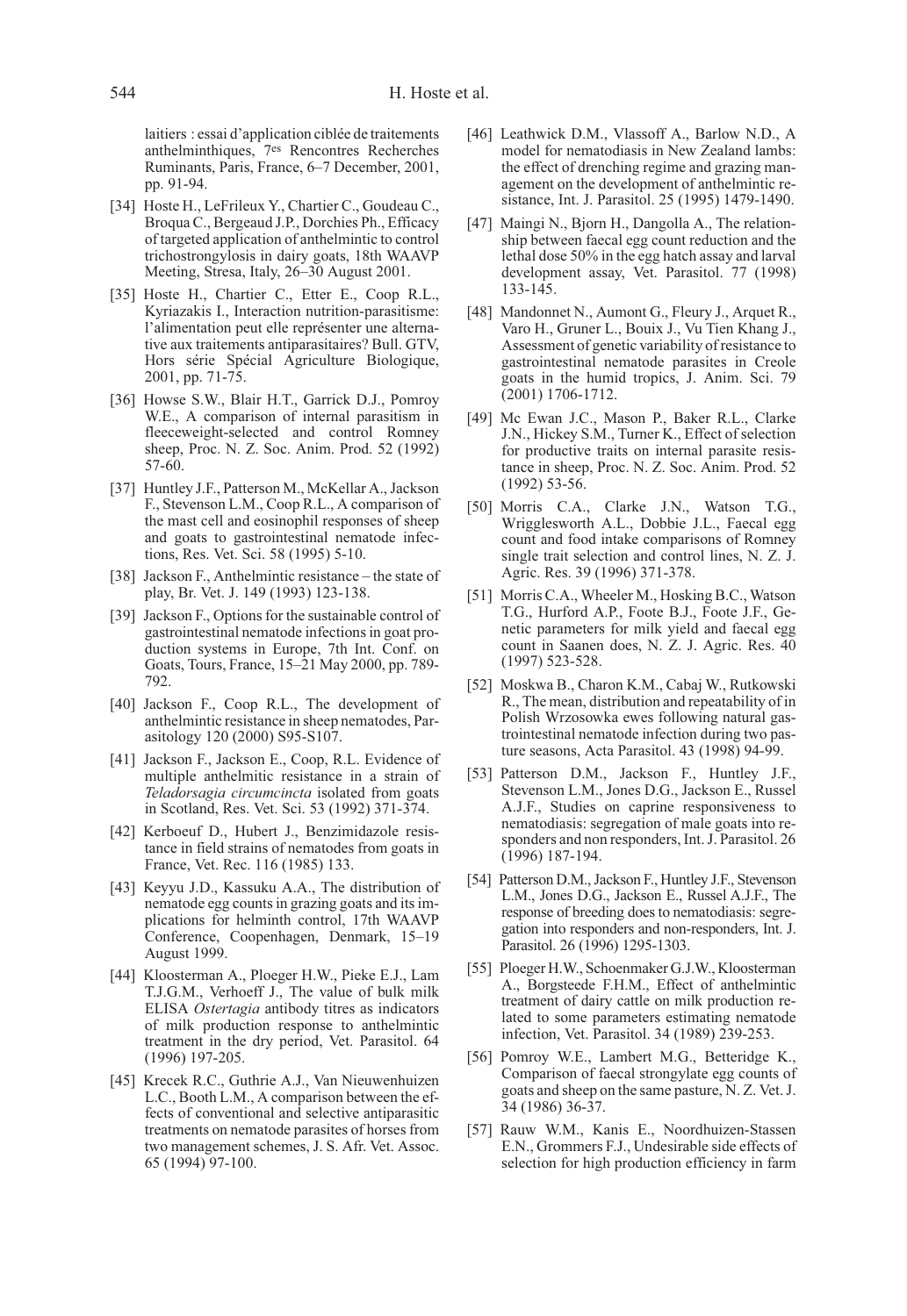laitiers : essai d'application ciblée de traitements anthelminthiques, 7es Rencontres Recherches Ruminants, Paris, France, 6–7 December, 2001, pp. 91-94.

[34] Hoste H., LeFrileux Y., Chartier C., Goudeau C., Broqua C., Bergeaud J.P., Dorchies Ph., Efficacy of targeted application of anthelmintic to control trichostrongylosis in dairy goats, 18th WAAVP Meeting, Stresa, Italy, 26–30 August 2001.

[35] Hoste H., Chartier C., Etter E., Coop R.L., Kyriazakis I., Interaction nutrition-parasitisme: l'alimentation peut elle représenter une alternative aux traitements antiparasitaires? Bull. GTV, Hors série Spécial Agriculture Biologique, 2001, pp. 71-75.

[36] Howse S.W., Blair H.T., Garrick D.J., Pomroy W.E., A comparison of internal parasitism in fleeceweight-selected and control Romney sheep, Proc. N. Z. Soc. Anim. Prod. 52 (1992) 57-60.

[37] Huntley J.F., Patterson M., McKellar A., Jackson F., Stevenson L.M., Coop R.L., A comparison of the mast cell and eosinophil responses of sheep and goats to gastrointestinal nematode infections, Res. Vet. Sci. 58 (1995) 5-10.

[38] Jackson F., Anthelmintic resistance – the state of play, Br. Vet. J. 149 (1993) 123-138.

[39] Jackson F., Options for the sustainable control of gastrointestinal nematode infections in goat production systems in Europe, 7th Int. Conf. on Goats, Tours, France, 15–21 May 2000, pp. 789-792.

[40] Jackson F., Coop R.L., The development of anthelmintic resistance in sheep nematodes, Parasitology 120 (2000) S95-S107.

[41] Jackson F., Jackson E., Coop, R.L. Evidence of multiple anthelmitic resistance in a strain of *Teladorsagia circumcincta* isolated from goats in Scotland, Res. Vet. Sci. 53 (1992) 371-374.

[42] Kerboeuf D., Hubert J., Benzimidazole resistance in field strains of nematodes from goats in France, Vet. Rec. 116 (1985) 133.

[43] Keyyu J.D., Kassuku A.A., The distribution of nematode egg counts in grazing goats and its implications for helminth control, 17th WAAVP Conference, Coopenhagen, Denmark, 15–19 August 1999.

[44] Kloosterman A., Ploeger H.W., Pieke E.J., Lam T.J.G.M., Verhoeff J., The value of bulk milk ELISA *Ostertagia* antibody titres as indicators of milk production response to anthelmintic treatment in the dry period, Vet. Parasitol. 64 (1996) 197-205.

[45] Krecek R.C., Guthrie A.J., Van Nieuwenhuizen L.C., Booth L.M., A comparison between the effects of conventional and selective antiparasitic treatments on nematode parasites of horses from two management schemes, J. S. Afr. Vet. Assoc. 65 (1994) 97-100.

[46] Leathwick D.M., Vlassoff A., Barlow N.D., A model for nematodiasis in New Zealand lambs: the effect of drenching regime and grazing management on the development of anthelmintic resistance, Int. J. Parasitol. 25 (1995) 1479-1490.

[47] Maingi N., Bjorn H., Dangolla A., The relationship between faecal egg count reduction and the lethal dose 50% in the egg hatch assay and larval development assay, Vet. Parasitol. 77 (1998) 133-145.

[48] Mandonnet N., Aumont G., Fleury J., Arquet R., Varo H., Gruner L., Bouix J., Vu Tien Khang J., Assessment of genetic variability of resistance to gastrointestinal nematode parasites in Creole goats in the humid tropics, J. Anim. Sci. 79 (2001) 1706-1712.

[49] Mc Ewan J.C., Mason P., Baker R.L., Clarke J.N., Hickey S.M., Turner K., Effect of selection for productive traits on internal parasite resistance in sheep, Proc. N. Z. Soc. Anim. Prod. 52 (1992) 53-56.

[50] Morris C.A., Clarke J.N., Watson T.G., Wrigglesworth A.L., Dobbie J.L., Faecal egg count and food intake comparisons of Romney single trait selection and control lines, N. Z. J. Agric. Res. 39 (1996) 371-378.

[51] Morris C.A., Wheeler M., Hosking B.C., Watson T.G., Hurford A.P., Foote B.J., Foote J.F., Genetic parameters for milk yield and faecal egg count in Saanen does, N. Z. J. Agric. Res. 40 (1997) 523-528.

[52] Moskwa B., Charon K.M., Cabaj W., Rutkowski R., The mean, distribution and repeatability of in Polish Wrzosowka ewes following natural gastrointestinal nematode infection during two pasture seasons, Acta Parasitol. 43 (1998) 94-99.

[53] Patterson D.M., Jackson F., Huntley J.F., Stevenson L.M., Jones D.G., Jackson E., Russel A.J.F., Studies on caprine responsiveness to nematodiasis: segregation of male goats into responders and non responders, Int. J. Parasitol. 26 (1996) 187-194.

[54] Patterson D.M., Jackson F., Huntley J.F., Stevenson L.M., Jones D.G., Jackson E., Russel A.J.F., The response of breeding does to nematodiasis: segregation into responders and non-responders, Int. J. Parasitol. 26 (1996) 1295-1303.

[55] Ploeger H.W., Schoenmaker G.J.W., Kloosterman A., Borgsteede F.H.M., Effect of anthelmintic treatment of dairy cattle on milk production related to some parameters estimating nematode infection, Vet. Parasitol. 34 (1989) 239-253.

[56] Pomroy W.E., Lambert M.G., Betteridge K., Comparison of faecal strongylate egg counts of goats and sheep on the same pasture, N. Z. Vet. J. 34 (1986) 36-37.

[57] Rauw W.M., Kanis E., Noordhuizen-Stassen E.N., Grommers F.J., Undesirable side effects of selection for high production efficiency in farm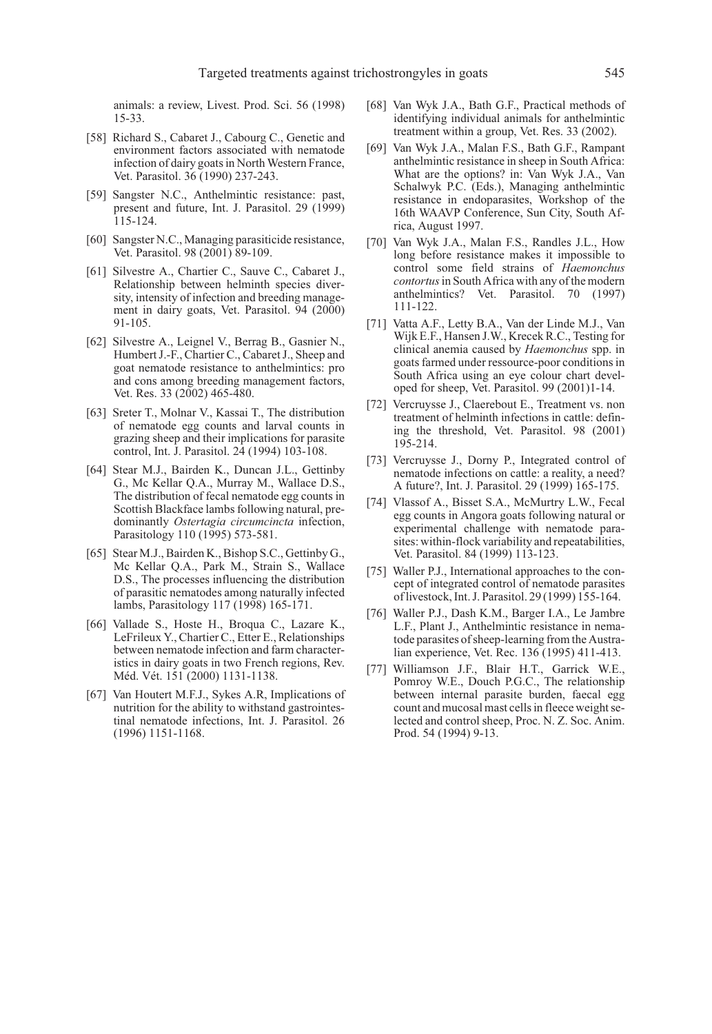animals: a review, Livest. Prod. Sci. 56 (1998) 15-33.

[58] Richard S., Cabaret J., Cabourg C., Genetic and environment factors associated with nematode infection of dairy goats in North Western France, Vet. Parasitol. 36 (1990) 237-243.

[59] Sangster N.C., Anthelmintic resistance: past, present and future, Int. J. Parasitol. 29 (1999) 115-124.

[60] Sangster N.C., Managing parasiticide resistance, Vet. Parasitol. 98 (2001) 89-109.

[61] Silvestre A., Chartier C., Sauve C., Cabaret J., Relationship between helminth species diversity, intensity of infection and breeding management in dairy goats, Vet. Parasitol. 94 (2000) 91-105.

[62] Silvestre A., Leignel V., Berrag B., Gasnier N., Humbert J.-F., Chartier C., Cabaret J., Sheep and goat nematode resistance to anthelmintics: pro and cons among breeding management factors, Vet. Res. 33 (2002) 465-480.

[63] Sreter T., Molnar V., Kassai T., The distribution of nematode egg counts and larval counts in grazing sheep and their implications for parasite control, Int. J. Parasitol. 24 (1994) 103-108.

[64] Stear M.J., Bairden K., Duncan J.L., Gettinby G., Mc Kellar Q.A., Murray M., Wallace D.S., The distribution of fecal nematode egg counts in Scottish Blackface lambs following natural, predominantly *Ostertagia circumcincta* infection, Parasitology 110 (1995) 573-581.

[65] Stear M.J., Bairden K., Bishop S.C., Gettinby G., Mc Kellar Q.A., Park M., Strain S., Wallace D.S., The processes influencing the distribution of parasitic nematodes among naturally infected lambs, Parasitology 117 (1998) 165-171.

[66] Vallade S., Hoste H., Broqua C., Lazare K., LeFrileux Y., Chartier C., Etter E., Relationships between nematode infection and farm characteristics in dairy goats in two French regions, Rev. Méd. Vét. 151 (2000) 1131-1138.

[67] Van Houtert M.F.J., Sykes A.R, Implications of nutrition for the ability to withstand gastrointestinal nematode infections, Int. J. Parasitol. 26 (1996) 1151-1168.

[68] Van Wyk J.A., Bath G.F., Practical methods of identifying individual animals for anthelmintic treatment within a group, Vet. Res. 33 (2002).

[69] Van Wyk J.A., Malan F.S., Bath G.F., Rampant anthelmintic resistance in sheep in South Africa: What are the options? in: Van Wyk J.A., Van Schalwyk P.C. (Eds.), Managing anthelmintic resistance in endoparasites, Workshop of the 16th WAAVP Conference, Sun City, South Africa, August 1997.

[70] Van Wyk J.A., Malan F.S., Randles J.L., How long before resistance makes it impossible to control some field strains of *Haemonchus contortus* in South Africa with any of the modern anthelmintics? Vet. Parasitol. 70 (1997) 111-122.

[71] Vatta A.F., Letty B.A., Van der Linde M.J., Van Wijk E.F., Hansen J.W., Krecek R.C., Testing for clinical anemia caused by *Haemonchus* spp. in goats farmed under ressource-poor conditions in South Africa using an eye colour chart developed for sheep, Vet. Parasitol. 99 (2001)1-14.

[72] Vercruysse J., Claerebout E., Treatment vs. non treatment of helminth infections in cattle: defining the threshold, Vet. Parasitol. 98 (2001) 195-214.

[73] Vercruysse J., Dorny P., Integrated control of nematode infections on cattle: a reality, a need? A future?, Int. J. Parasitol. 29 (1999) 165-175.

[74] Vlassof A., Bisset S.A., McMurtry L.W., Fecal egg counts in Angora goats following natural or experimental challenge with nematode parasites: within-flock variability and repeatabilities, Vet. Parasitol. 84 (1999) 113-123.

[75] Waller P.J., International approaches to the concept of integrated control of nematode parasites of livestock, Int. J. Parasitol. 29 (1999) 155-164.

[76] Waller P.J., Dash K.M., Barger I.A., Le Jambre L.F., Plant J., Anthelmintic resistance in nematode parasites of sheep-learning from the Australian experience, Vet. Rec. 136 (1995) 411-413.

[77] Williamson J.F., Blair H.T., Garrick W.E., Pomroy W.E., Douch P.G.C., The relationship between internal parasite burden, faecal egg count and mucosal mast cells in fleece weight selected and control sheep, Proc. N. Z. Soc. Anim. Prod. 54 (1994) 9-13.